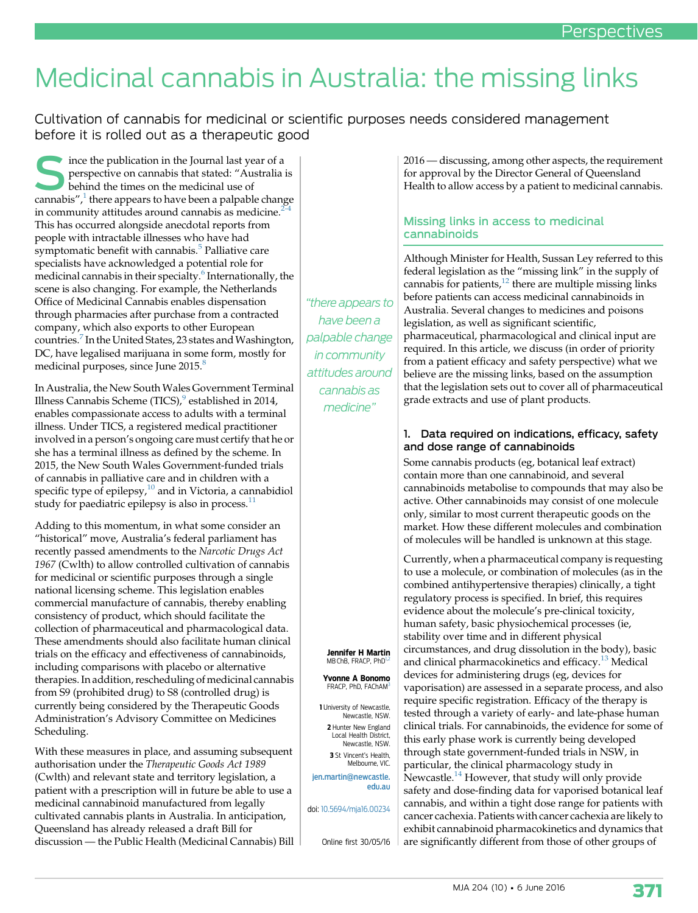# Medicinal cannabis in Australia: the missing links

Cultivation of cannabis for medicinal or scientific purposes needs considered management before it is rolled out as a therapeutic good

Jennifer H Martin
MB ChB, FRACP, PhD[1,2]

Yvonne A Bonomo
FRACP, PhD, FAChAM[3]

1 University of Newcastle, Newcastle, NSW.
2 Hunter New England Local Health District, Newcastle, NSW.
3 St Vincent's Health, Melbourne, VIC.

jen.martin@newcastle.edu.au

doi: 10.5694/mja16.00234

Online first 30/05/16

Since the publication in the Journal last year of a perspective on cannabis that stated: "Australia is behind the times on the medicinal use of cannabis",[1] there appears to have been a palpable change in community attitudes around cannabis as medicine.[2-4] This has occurred alongside anecdotal reports from people with intractable illnesses who have had symptomatic benefit with cannabis.[5] Palliative care specialists have acknowledged a potential role for medicinal cannabis in their specialty.[6] Internationally, the scene is also changing. For example, the Netherlands Office of Medicinal Cannabis enables dispensation through pharmacies after purchase from a contracted company, which also exports to other European countries.[7] In the United States, 23 states and Washington, DC, have legalised marijuana in some form, mostly for medicinal purposes, since June 2015.[8]

In Australia, the New South Wales Government Terminal Illness Cannabis Scheme (TICS),[9] established in 2014, enables compassionate access to adults with a terminal illness. Under TICS, a registered medical practitioner involved in a person's ongoing care must certify that he or she has a terminal illness as defined by the scheme. In 2015, the New South Wales Government-funded trials of cannabis in palliative care and in children with a specific type of epilepsy,[10] and in Victoria, a cannabidiol study for paediatric epilepsy is also in process.[11]

Adding to this momentum, in what some consider an "historical" move, Australia's federal parliament has recently passed amendments to the *Narcotic Drugs Act 1967* (Cwlth) to allow controlled cultivation of cannabis for medicinal or scientific purposes through a single national licensing scheme. This legislation enables commercial manufacture of cannabis, thereby enabling consistency of product, which should facilitate the collection of pharmaceutical and pharmacological data. These amendments should also facilitate human clinical trials on the efficacy and effectiveness of cannabinoids, including comparisons with placebo or alternative therapies. In addition, rescheduling of medicinal cannabis from S9 (prohibited drug) to S8 (controlled drug) is currently being considered by the Therapeutic Goods Administration's Advisory Committee on Medicines Scheduling.

*"there appears to have been a palpable change in community attitudes around cannabis as medicine"*

With these measures in place, and assuming subsequent authorisation under the *Therapeutic Goods Act 1989* (Cwlth) and relevant state and territory legislation, a patient with a prescription will in future be able to use a medicinal cannabinoid manufactured from legally cultivated cannabis plants in Australia. In anticipation, Queensland has already released a draft Bill for discussion — the Public Health (Medicinal Cannabis) Bill 2016 — discussing, among other aspects, the requirement for approval by the Director General of Queensland Health to allow access by a patient to medicinal cannabis.

## Missing links in access to medicinal cannabinoids

Although Minister for Health, Sussan Ley referred to this federal legislation as the "missing link" in the supply of cannabis for patients,[12] there are multiple missing links before patients can access medicinal cannabinoids in Australia. Several changes to medicines and poisons legislation, as well as significant scientific, pharmaceutical, pharmacological and clinical input are required. In this article, we discuss (in order of priority from a patient efficacy and safety perspective) what we believe are the missing links, based on the assumption that the legislation sets out to cover all of pharmaceutical grade extracts and use of plant products.

### 1. Data required on indications, efficacy, safety and dose range of cannabinoids

Some cannabis products (eg, botanical leaf extract) contain more than one cannabinoid, and several cannabinoids metabolise to compounds that may also be active. Other cannabinoids may consist of one molecule only, similar to most current therapeutic goods on the market. How these different molecules and combination of molecules will be handled is unknown at this stage.

Currently, when a pharmaceutical company is requesting to use a molecule, or combination of molecules (as in the combined antihypertensive therapies) clinically, a tight regulatory process is specified. In brief, this requires evidence about the molecule's pre-clinical toxicity, human safety, basic physiochemical processes (ie, stability over time and in different physical circumstances, and drug dissolution in the body), basic and clinical pharmacokinetics and efficacy.[13] Medical devices for administering drugs (eg, devices for vaporisation) are assessed in a separate process, and also require specific registration. Efficacy of the therapy is tested through a variety of early- and late-phase human clinical trials. For cannabinoids, the evidence for some of this early phase work is currently being developed through state government-funded trials in NSW, in particular, the clinical pharmacology study in Newcastle.[14] However, that study will only provide safety and dose-finding data for vaporised botanical leaf cannabis, and within a tight dose range for patients with cancer cachexia. Patients with cancer cachexia are likely to exhibit cannabinoid pharmacokinetics and dynamics that are significantly different from those of other groups of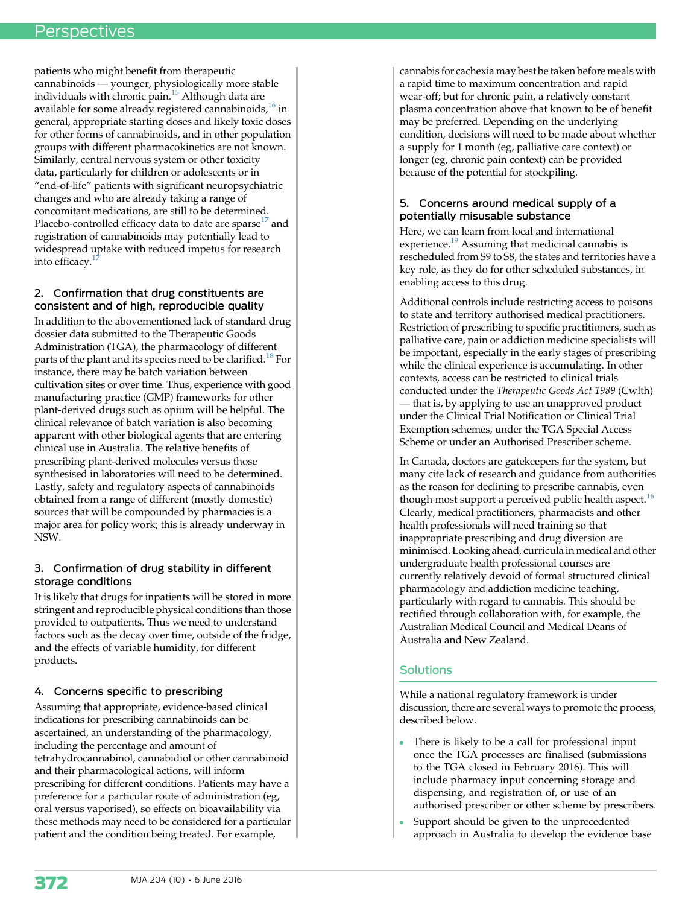patients who might benefit from therapeutic cannabinoids — younger, physiologically more stable individuals with chronic pain.[15] Although data are available for some already registered cannabinoids,[16] in general, appropriate starting doses and likely toxic doses for other forms of cannabinoids, and in other population groups with different pharmacokinetics are not known. Similarly, central nervous system or other toxicity data, particularly for children or adolescents or in "end-of-life" patients with significant neuropsychiatric changes and who are already taking a range of concomitant medications, are still to be determined. Placebo-controlled efficacy data to date are sparse[17] and registration of cannabinoids may potentially lead to widespread uptake with reduced impetus for research into efficacy.[17]

### 2. Confirmation that drug constituents are consistent and of high, reproducible quality

In addition to the abovementioned lack of standard drug dossier data submitted to the Therapeutic Goods Administration (TGA), the pharmacology of different parts of the plant and its species need to be clarified.[18] For instance, there may be batch variation between cultivation sites or over time. Thus, experience with good manufacturing practice (GMP) frameworks for other plant-derived drugs such as opium will be helpful. The clinical relevance of batch variation is also becoming apparent with other biological agents that are entering clinical use in Australia. The relative benefits of prescribing plant-derived molecules versus those synthesised in laboratories will need to be determined. Lastly, safety and regulatory aspects of cannabinoids obtained from a range of different (mostly domestic) sources that will be compounded by pharmacies is a major area for policy work; this is already underway in NSW.

### 3. Confirmation of drug stability in different storage conditions

It is likely that drugs for inpatients will be stored in more stringent and reproducible physical conditions than those provided to outpatients. Thus we need to understand factors such as the decay over time, outside of the fridge, and the effects of variable humidity, for different products.

### 4. Concerns specific to prescribing

Assuming that appropriate, evidence-based clinical indications for prescribing cannabinoids can be ascertained, an understanding of the pharmacology, including the percentage and amount of tetrahydrocannabinol, cannabidiol or other cannabinoid and their pharmacological actions, will inform prescribing for different conditions. Patients may have a preference for a particular route of administration (eg, oral versus vaporised), so effects on bioavailability via these methods may need to be considered for a particular patient and the condition being treated. For example, cannabis for cachexia may best be taken before meals with a rapid time to maximum concentration and rapid wear-off; but for chronic pain, a relatively constant plasma concentration above that known to be of benefit may be preferred. Depending on the underlying condition, decisions will need to be made about whether a supply for 1 month (eg, palliative care context) or longer (eg, chronic pain context) can be provided because of the potential for stockpiling.

### 5. Concerns around medical supply of a potentially misusable substance

Here, we can learn from local and international experience.[19] Assuming that medicinal cannabis is rescheduled from S9 to S8, the states and territories have a key role, as they do for other scheduled substances, in enabling access to this drug.

Additional controls include restricting access to poisons to state and territory authorised medical practitioners. Restriction of prescribing to specific practitioners, such as palliative care, pain or addiction medicine specialists will be important, especially in the early stages of prescribing while the clinical experience is accumulating. In other contexts, access can be restricted to clinical trials conducted under the *Therapeutic Goods Act 1989* (Cwlth) — that is, by applying to use an unapproved product under the Clinical Trial Notification or Clinical Trial Exemption schemes, under the TGA Special Access Scheme or under an Authorised Prescriber scheme.

In Canada, doctors are gatekeepers for the system, but many cite lack of research and guidance from authorities as the reason for declining to prescribe cannabis, even though most support a perceived public health aspect.[16] Clearly, medical practitioners, pharmacists and other health professionals will need training so that inappropriate prescribing and drug diversion are minimised. Looking ahead, curricula in medical and other undergraduate health professional courses are currently relatively devoid of formal structured clinical pharmacology and addiction medicine teaching, particularly with regard to cannabis. This should be rectified through collaboration with, for example, the Australian Medical Council and Medical Deans of Australia and New Zealand.

## Solutions

While a national regulatory framework is under discussion, there are several ways to promote the process, described below.

- There is likely to be a call for professional input once the TGA processes are finalised (submissions to the TGA closed in February 2016). This will include pharmacy input concerning storage and dispensing, and registration of, or use of an authorised prescriber or other scheme by prescribers.
- Support should be given to the unprecedented approach in Australia to develop the evidence base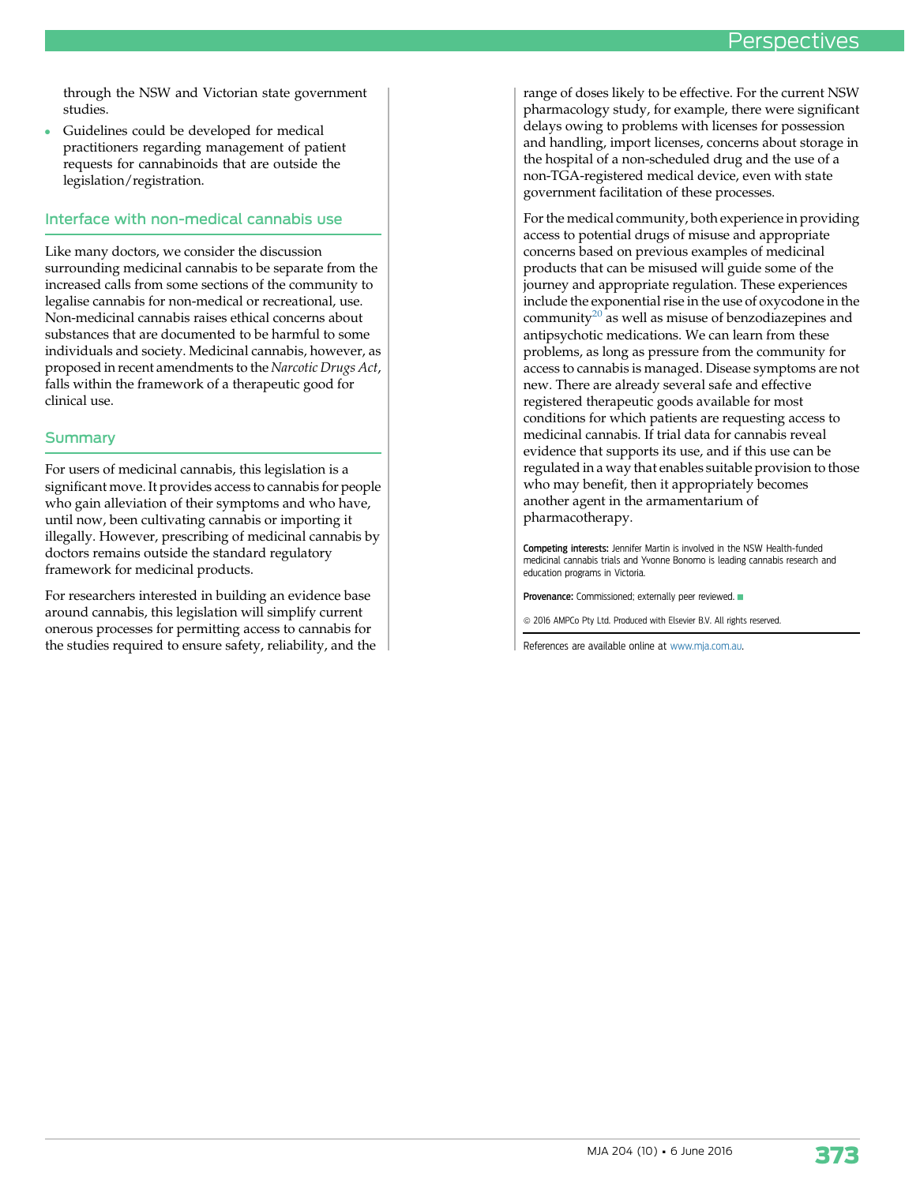through the NSW and Victorian state government studies.

- Guidelines could be developed for medical practitioners regarding management of patient requests for cannabinoids that are outside the legislation/registration.

## Interface with non-medical cannabis use

Like many doctors, we consider the discussion surrounding medicinal cannabis to be separate from the increased calls from some sections of the community to legalise cannabis for non-medical or recreational, use. Non-medicinal cannabis raises ethical concerns about substances that are documented to be harmful to some individuals and society. Medicinal cannabis, however, as proposed in recent amendments to the *Narcotic Drugs Act*, falls within the framework of a therapeutic good for clinical use.

## Summary

For users of medicinal cannabis, this legislation is a significant move. It provides access to cannabis for people who gain alleviation of their symptoms and who have, until now, been cultivating cannabis or importing it illegally. However, prescribing of medicinal cannabis by doctors remains outside the standard regulatory framework for medicinal products.

For researchers interested in building an evidence base around cannabis, this legislation will simplify current onerous processes for permitting access to cannabis for the studies required to ensure safety, reliability, and the range of doses likely to be effective. For the current NSW pharmacology study, for example, there were significant delays owing to problems with licenses for possession and handling, import licenses, concerns about storage in the hospital of a non-scheduled drug and the use of a non-TGA-registered medical device, even with state government facilitation of these processes.

For the medical community, both experience in providing access to potential drugs of misuse and appropriate concerns based on previous examples of medicinal products that can be misused will guide some of the journey and appropriate regulation. These experiences include the exponential rise in the use of oxycodone in the community[20] as well as misuse of benzodiazepines and antipsychotic medications. We can learn from these problems, as long as pressure from the community for access to cannabis is managed. Disease symptoms are not new. There are already several safe and effective registered therapeutic goods available for most conditions for which patients are requesting access to medicinal cannabis. If trial data for cannabis reveal evidence that supports its use, and if this use can be regulated in a way that enables suitable provision to those who may benefit, then it appropriately becomes another agent in the armamentarium of pharmacotherapy.

**Competing interests:** Jennifer Martin is involved in the NSW Health-funded medicinal cannabis trials and Yvonne Bonomo is leading cannabis research and education programs in Victoria.

**Provenance:** Commissioned; externally peer reviewed. ■

© 2016 AMPCo Pty Ltd. Produced with Elsevier B.V. All rights reserved.

References are available online at www.mja.com.au.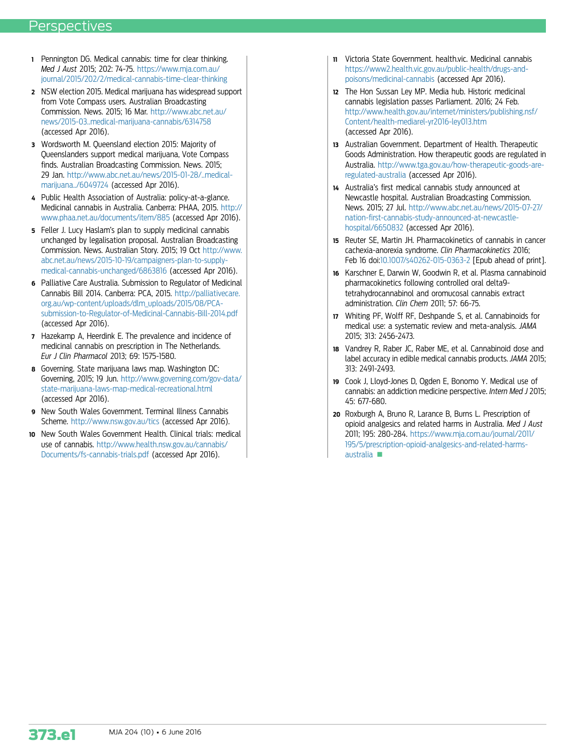1. Pennington DG. Medical cannabis: time for clear thinking. *Med J Aust* 2015; 202: 74-75. https://www.mja.com.au/journal/2015/202/2/medical-cannabis-time-clear-thinking
2. NSW election 2015. Medical marijuana has widespread support from Vote Compass users. Australian Broadcasting Commission. News. 2015; 16 Mar. http://www.abc.net.au/news/2015-03..medical-marijuana-cannabis/6314758 (accessed Apr 2016).
3. Wordsworth M. Queensland election 2015: Majority of Queenslanders support medical marijuana, Vote Compass finds. Australian Broadcasting Commission. News. 2015; 29 Jan. http://www.abc.net.au/news/2015-01-28/..medical-marijuana../6049724 (accessed Apr 2016).
4. Public Health Association of Australia: policy-at-a-glance. Medicinal cannabis in Australia. Canberra: PHAA, 2015. http://www.phaa.net.au/documents/item/885 (accessed Apr 2016).
5. Feller J. Lucy Haslam's plan to supply medicinal cannabis unchanged by legalisation proposal. Australian Broadcasting Commission. News. Australian Story. 2015; 19 Oct http://www.abc.net.au/news/2015-10-19/campaigners-plan-to-supply-medical-cannabis-unchanged/6863816 (accessed Apr 2016).
6. Palliative Care Australia. Submission to Regulator of Medicinal Cannabis Bill 2014. Canberra: PCA, 2015. http://palliativecare.org.au/wp-content/uploads/dlm_uploads/2015/08/PCA-submission-to-Regulator-of-Medicinal-Cannabis-Bill-2014.pdf (accessed Apr 2016).
7. Hazekamp A, Heerdink E. The prevalence and incidence of medicinal cannabis on prescription in The Netherlands. *Eur J Clin Pharmacol* 2013; 69: 1575-1580.
8. Governing. State marijuana laws map. Washington DC: Governing, 2015; 19 Jun. http://www.governing.com/gov-data/state-marijuana-laws-map-medical-recreational.html (accessed Apr 2016).
9. New South Wales Government. Terminal Illness Cannabis Scheme. http://www.nsw.gov.au/tics (accessed Apr 2016).
10. New South Wales Government Health. Clinical trials: medical use of cannabis. http://www.health.nsw.gov.au/cannabis/Documents/fs-cannabis-trials.pdf (accessed Apr 2016).
11. Victoria State Government. health.vic. Medicinal cannabis https://www2.health.vic.gov.au/public-health/drugs-and-poisons/medicinal-cannabis (accessed Apr 2016).
12. The Hon Sussan Ley MP. Media hub. Historic medicinal cannabis legislation passes Parliament. 2016; 24 Feb. http://www.health.gov.au/internet/ministers/publishing.nsf/Content/health-mediarel-yr2016-ley013.htm (accessed Apr 2016).
13. Australian Government. Department of Health. Therapeutic Goods Administration. How therapeutic goods are regulated in Australia. http://www.tga.gov.au/how-therapeutic-goods-are-regulated-australia (accessed Apr 2016).
14. Australia's first medical cannabis study announced at Newcastle hospital. Australian Broadcasting Commission. News. 2015; 27 Jul. http://www.abc.net.au/news/2015-07-27/nation-first-cannabis-study-announced-at-newcastle-hospital/6650832 (accessed Apr 2016).
15. Reuter SE, Martin JH. Pharmacokinetics of cannabis in cancer cachexia-anorexia syndrome. *Clin Pharmacokinetics* 2016; Feb 16 doi:10.1007/s40262-015-0363-2 [Epub ahead of print].
16. Karschner E, Darwin W, Goodwin R, et al. Plasma cannabinoid pharmacokinetics following controlled oral delta9-tetrahydrocannabinol and oromucosal cannabis extract administration. *Clin Chem* 2011; 57: 66-75.
17. Whiting PF, Wolff RF, Deshpande S, et al. Cannabinoids for medical use: a systematic review and meta-analysis. *JAMA* 2015; 313: 2456-2473.
18. Vandrey R, Raber JC, Raber ME, et al. Cannabinoid dose and label accuracy in edible medical cannabis products. *JAMA* 2015; 313: 2491-2493.
19. Cook J, Lloyd-Jones D, Ogden E, Bonomo Y. Medical use of cannabis: an addiction medicine perspective. *Intern Med J* 2015; 45: 677-680.
20. Roxburgh A, Bruno R, Larance B, Burns L. Prescription of opioid analgesics and related harms in Australia. *Med J Aust* 2011; 195: 280-284. https://www.mja.com.au/journal/2011/195/5/prescription-opioid-analgesics-and-related-harms-australia ■